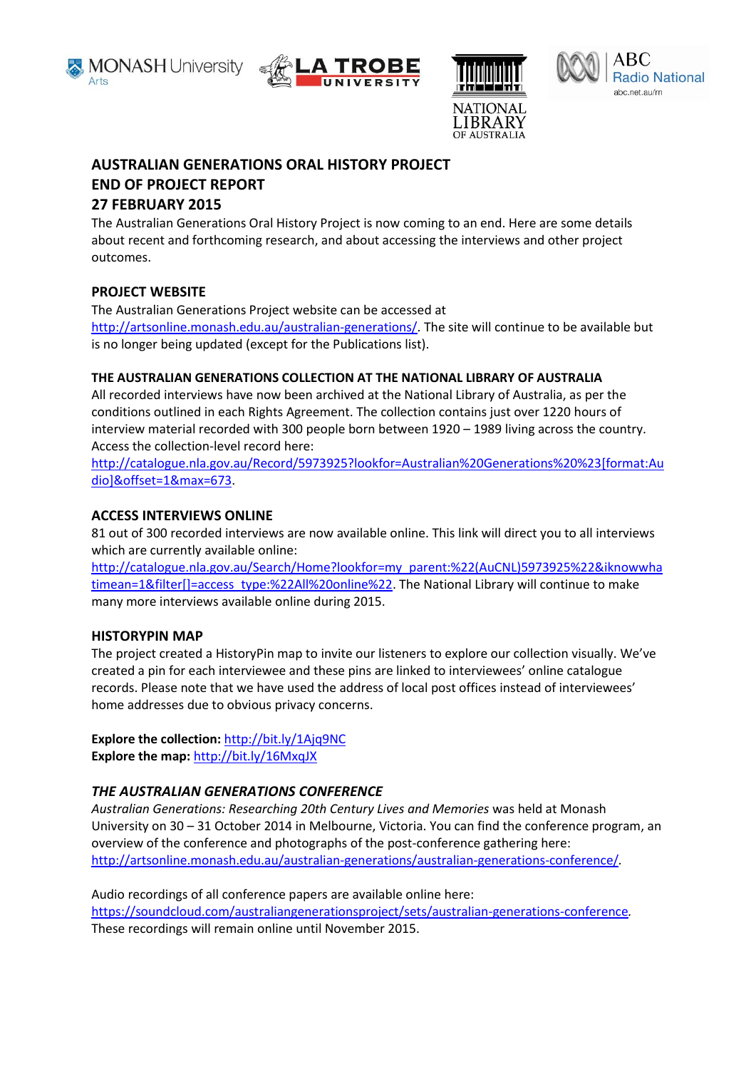# AUSTRALIAN GENERATIONS ORAL HISTORY PROJECT
# END OF PROJECT REPORT
# 27 FEBRUARY 2015

The Australian Generations Oral History Project is now coming to an end. Here are some details about recent and forthcoming research, and about accessing the interviews and other project outcomes.

## PROJECT WEBSITE

The Australian Generations Project website can be accessed at http://artsonline.monash.edu.au/australian-generations/. The site will continue to be available but is no longer being updated (except for the Publications list).

## THE AUSTRALIAN GENERATIONS COLLECTION AT THE NATIONAL LIBRARY OF AUSTRALIA

All recorded interviews have now been archived at the National Library of Australia, as per the conditions outlined in each Rights Agreement. The collection contains just over 1220 hours of interview material recorded with 300 people born between 1920 – 1989 living across the country. Access the collection-level record here: http://catalogue.nla.gov.au/Record/5973925?lookfor=Australian%20Generations%20%23[format:Audio]&offset=1&max=673.

## ACCESS INTERVIEWS ONLINE

81 out of 300 recorded interviews are now available online. This link will direct you to all interviews which are currently available online: http://catalogue.nla.gov.au/Search/Home?lookfor=my_parent:%22(AuCNL)5973925%22&iknowwhatimean=1&filter[]=access_type:%22All%20online%22. The National Library will continue to make many more interviews available online during 2015.

## HISTORYPIN MAP

The project created a HistoryPin map to invite our listeners to explore our collection visually. We've created a pin for each interviewee and these pins are linked to interviewees' online catalogue records. Please note that we have used the address of local post offices instead of interviewees' home addresses due to obvious privacy concerns.

**Explore the collection:** http://bit.ly/1Ajq9NC
**Explore the map:** http://bit.ly/16MxqJX

## *THE AUSTRALIAN GENERATIONS CONFERENCE*

*Australian Generations: Researching 20th Century Lives and Memories* was held at Monash University on 30 – 31 October 2014 in Melbourne, Victoria. You can find the conference program, an overview of the conference and photographs of the post-conference gathering here: http://artsonline.monash.edu.au/australian-generations/australian-generations-conference/.

Audio recordings of all conference papers are available online here: https://soundcloud.com/australiangenerationsproject/sets/australian-generations-conference. These recordings will remain online until November 2015.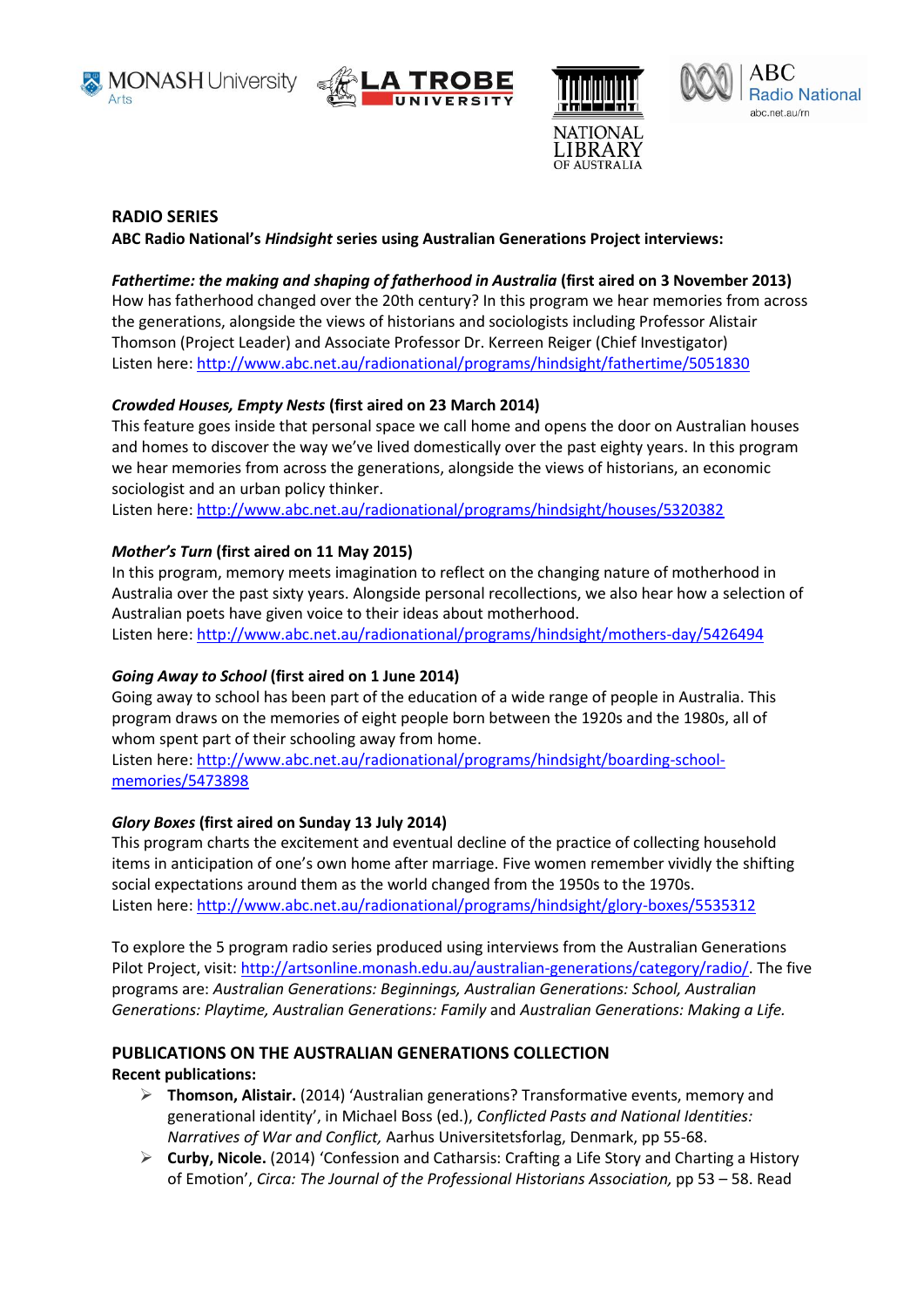## RADIO SERIES

**ABC Radio National's *Hindsight* series using Australian Generations Project interviews:**

***Fathertime: the making and shaping of fatherhood in Australia*** **(first aired on 3 November 2013)**
How has fatherhood changed over the 20th century? In this program we hear memories from across the generations, alongside the views of historians and sociologists including Professor Alistair Thomson (Project Leader) and Associate Professor Dr. Kerreen Reiger (Chief Investigator)
Listen here: http://www.abc.net.au/radionational/programs/hindsight/fathertime/5051830

***Crowded Houses, Empty Nests*** **(first aired on 23 March 2014)**
This feature goes inside that personal space we call home and opens the door on Australian houses and homes to discover the way we've lived domestically over the past eighty years. In this program we hear memories from across the generations, alongside the views of historians, an economic sociologist and an urban policy thinker.
Listen here: http://www.abc.net.au/radionational/programs/hindsight/houses/5320382

***Mother's Turn*** **(first aired on 11 May 2015)**
In this program, memory meets imagination to reflect on the changing nature of motherhood in Australia over the past sixty years. Alongside personal recollections, we also hear how a selection of Australian poets have given voice to their ideas about motherhood.
Listen here: http://www.abc.net.au/radionational/programs/hindsight/mothers-day/5426494

***Going Away to School*** **(first aired on 1 June 2014)**
Going away to school has been part of the education of a wide range of people in Australia. This program draws on the memories of eight people born between the 1920s and the 1980s, all of whom spent part of their schooling away from home.
Listen here: http://www.abc.net.au/radionational/programs/hindsight/boarding-school-memories/5473898

***Glory Boxes*** **(first aired on Sunday 13 July 2014)**
This program charts the excitement and eventual decline of the practice of collecting household items in anticipation of one's own home after marriage. Five women remember vividly the shifting social expectations around them as the world changed from the 1950s to the 1970s.
Listen here: http://www.abc.net.au/radionational/programs/hindsight/glory-boxes/5535312

To explore the 5 program radio series produced using interviews from the Australian Generations Pilot Project, visit: http://artsonline.monash.edu.au/australian-generations/category/radio/. The five programs are: *Australian Generations: Beginnings, Australian Generations: School, Australian Generations: Playtime, Australian Generations: Family* and *Australian Generations: Making a Life.*

## PUBLICATIONS ON THE AUSTRALIAN GENERATIONS COLLECTION

**Recent publications:**

- **Thomson, Alistair.** (2014) 'Australian generations? Transformative events, memory and generational identity', in Michael Boss (ed.), *Conflicted Pasts and National Identities: Narratives of War and Conflict,* Aarhus Universitetsforlag, Denmark, pp 55-68.
- **Curby, Nicole.** (2014) 'Confession and Catharsis: Crafting a Life Story and Charting a History of Emotion', *Circa: The Journal of the Professional Historians Association,* pp 53 – 58. Read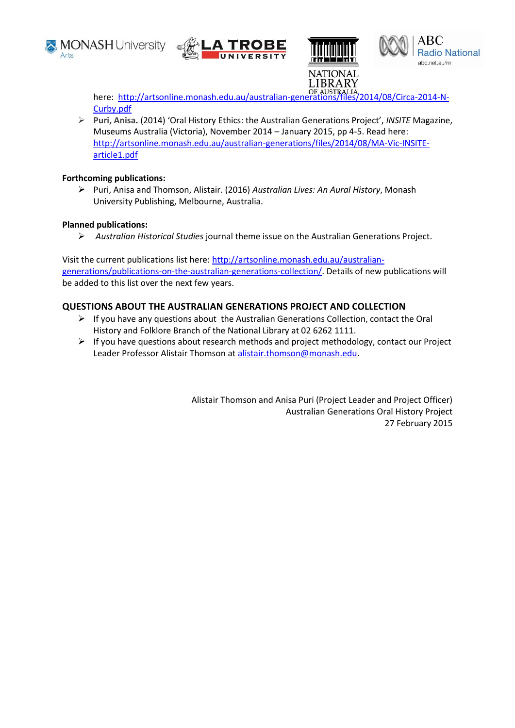here: http://artsonline.monash.edu.au/australian-generations/files/2014/08/Circa-2014-N-Curby.pdf

- **Puri, Anisa.** (2014) 'Oral History Ethics: the Australian Generations Project', *INSITE* Magazine, Museums Australia (Victoria), November 2014 – January 2015, pp 4-5. Read here: http://artsonline.monash.edu.au/australian-generations/files/2014/08/MA-Vic-INSITE-article1.pdf

**Forthcoming publications:**

- Puri, Anisa and Thomson, Alistair. (2016) *Australian Lives: An Aural History*, Monash University Publishing, Melbourne, Australia.

**Planned publications:**

- *Australian Historical Studies* journal theme issue on the Australian Generations Project.

Visit the current publications list here: http://artsonline.monash.edu.au/australian-generations/publications-on-the-australian-generations-collection/. Details of new publications will be added to this list over the next few years.

## QUESTIONS ABOUT THE AUSTRALIAN GENERATIONS PROJECT AND COLLECTION

- If you have any questions about the Australian Generations Collection, contact the Oral History and Folklore Branch of the National Library at 02 6262 1111.
- If you have questions about research methods and project methodology, contact our Project Leader Professor Alistair Thomson at alistair.thomson@monash.edu.

Alistair Thomson and Anisa Puri (Project Leader and Project Officer)
Australian Generations Oral History Project
27 February 2015